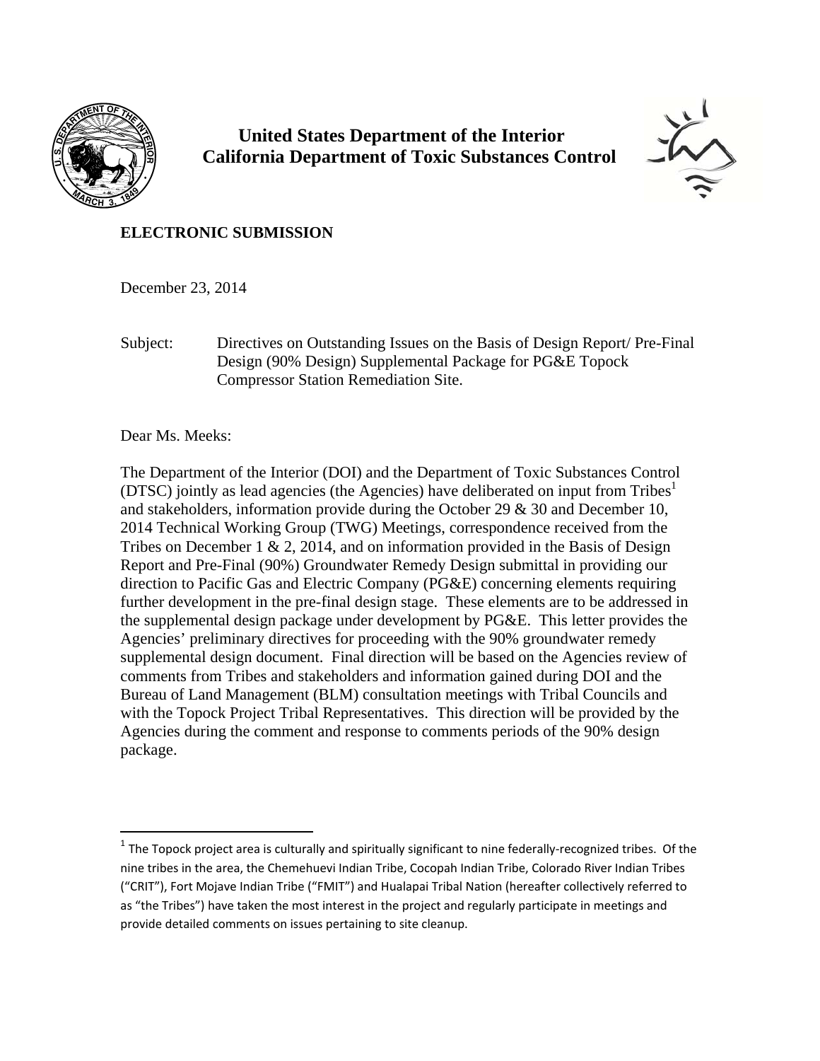# United States Department of the Interior
# California Department of Toxic Substances Control

**ELECTRONIC SUBMISSION**

December 23, 2014

Subject: Directives on Outstanding Issues on the Basis of Design Report/ Pre-Final Design (90% Design) Supplemental Package for PG&E Topock Compressor Station Remediation Site.

Dear Ms. Meeks:

The Department of the Interior (DOI) and the Department of Toxic Substances Control (DTSC) jointly as lead agencies (the Agencies) have deliberated on input from Tribes[1] and stakeholders, information provide during the October 29 & 30 and December 10, 2014 Technical Working Group (TWG) Meetings, correspondence received from the Tribes on December 1 & 2, 2014, and on information provided in the Basis of Design Report and Pre-Final (90%) Groundwater Remedy Design submittal in providing our direction to Pacific Gas and Electric Company (PG&E) concerning elements requiring further development in the pre-final design stage. These elements are to be addressed in the supplemental design package under development by PG&E. This letter provides the Agencies' preliminary directives for proceeding with the 90% groundwater remedy supplemental design document. Final direction will be based on the Agencies review of comments from Tribes and stakeholders and information gained during DOI and the Bureau of Land Management (BLM) consultation meetings with Tribal Councils and with the Topock Project Tribal Representatives. This direction will be provided by the Agencies during the comment and response to comments periods of the 90% design package.

---

[1] The Topock project area is culturally and spiritually significant to nine federally-recognized tribes. Of the nine tribes in the area, the Chemehuevi Indian Tribe, Cocopah Indian Tribe, Colorado River Indian Tribes ("CRIT"), Fort Mojave Indian Tribe ("FMIT") and Hualapai Tribal Nation (hereafter collectively referred to as "the Tribes") have taken the most interest in the project and regularly participate in meetings and provide detailed comments on issues pertaining to site cleanup.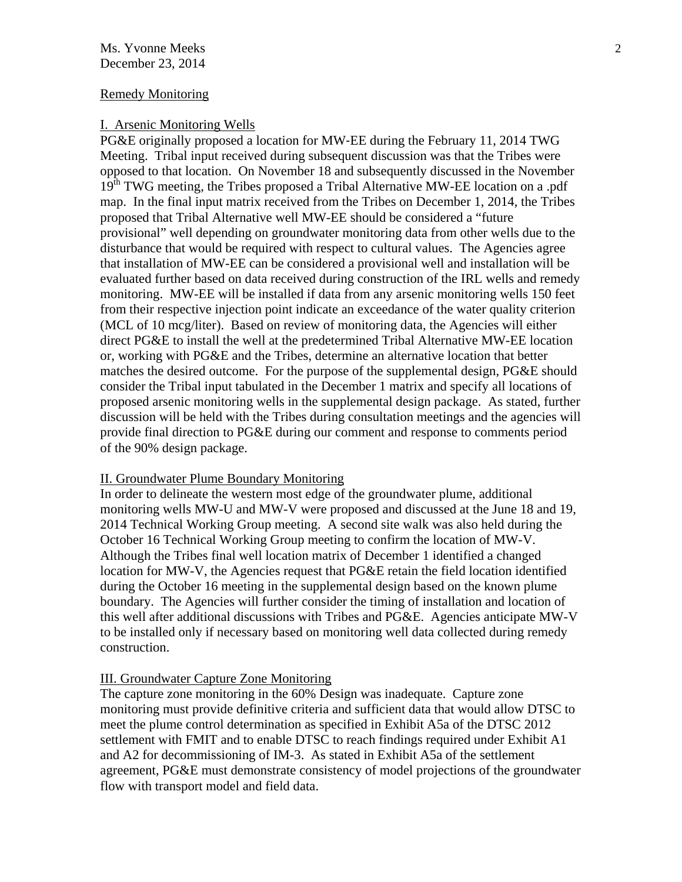Remedy Monitoring

I. Arsenic Monitoring Wells

PG&E originally proposed a location for MW-EE during the February 11, 2014 TWG Meeting. Tribal input received during subsequent discussion was that the Tribes were opposed to that location. On November 18 and subsequently discussed in the November 19th TWG meeting, the Tribes proposed a Tribal Alternative MW-EE location on a .pdf map. In the final input matrix received from the Tribes on December 1, 2014, the Tribes proposed that Tribal Alternative well MW-EE should be considered a "future provisional" well depending on groundwater monitoring data from other wells due to the disturbance that would be required with respect to cultural values. The Agencies agree that installation of MW-EE can be considered a provisional well and installation will be evaluated further based on data received during construction of the IRL wells and remedy monitoring. MW-EE will be installed if data from any arsenic monitoring wells 150 feet from their respective injection point indicate an exceedance of the water quality criterion (MCL of 10 mcg/liter). Based on review of monitoring data, the Agencies will either direct PG&E to install the well at the predetermined Tribal Alternative MW-EE location or, working with PG&E and the Tribes, determine an alternative location that better matches the desired outcome. For the purpose of the supplemental design, PG&E should consider the Tribal input tabulated in the December 1 matrix and specify all locations of proposed arsenic monitoring wells in the supplemental design package. As stated, further discussion will be held with the Tribes during consultation meetings and the agencies will provide final direction to PG&E during our comment and response to comments period of the 90% design package.

II. Groundwater Plume Boundary Monitoring

In order to delineate the western most edge of the groundwater plume, additional monitoring wells MW-U and MW-V were proposed and discussed at the June 18 and 19, 2014 Technical Working Group meeting. A second site walk was also held during the October 16 Technical Working Group meeting to confirm the location of MW-V. Although the Tribes final well location matrix of December 1 identified a changed location for MW-V, the Agencies request that PG&E retain the field location identified during the October 16 meeting in the supplemental design based on the known plume boundary. The Agencies will further consider the timing of installation and location of this well after additional discussions with Tribes and PG&E. Agencies anticipate MW-V to be installed only if necessary based on monitoring well data collected during remedy construction.

III. Groundwater Capture Zone Monitoring

The capture zone monitoring in the 60% Design was inadequate. Capture zone monitoring must provide definitive criteria and sufficient data that would allow DTSC to meet the plume control determination as specified in Exhibit A5a of the DTSC 2012 settlement with FMIT and to enable DTSC to reach findings required under Exhibit A1 and A2 for decommissioning of IM-3. As stated in Exhibit A5a of the settlement agreement, PG&E must demonstrate consistency of model projections of the groundwater flow with transport model and field data.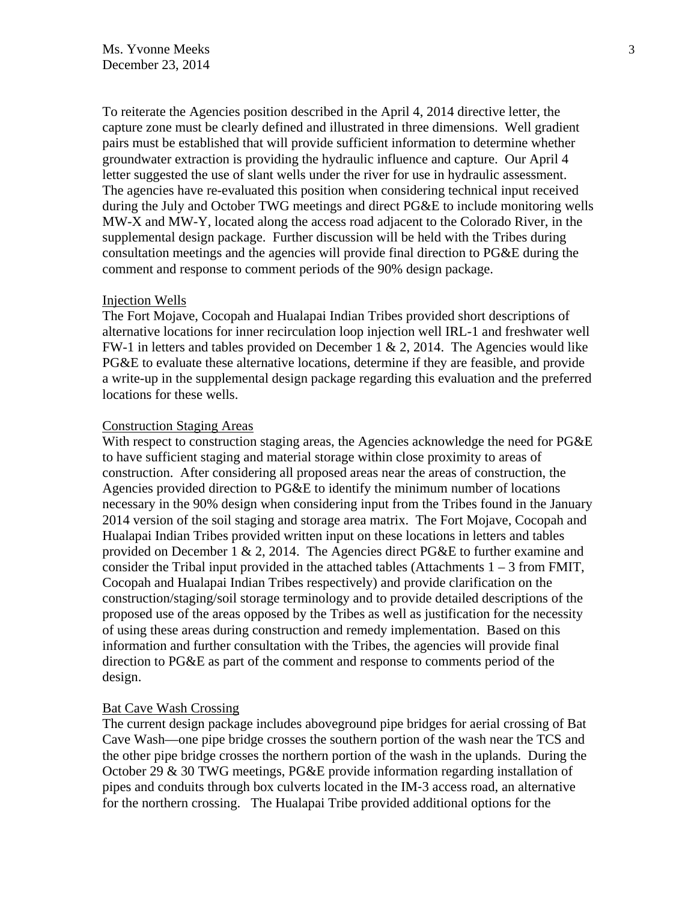To reiterate the Agencies position described in the April 4, 2014 directive letter, the capture zone must be clearly defined and illustrated in three dimensions. Well gradient pairs must be established that will provide sufficient information to determine whether groundwater extraction is providing the hydraulic influence and capture. Our April 4 letter suggested the use of slant wells under the river for use in hydraulic assessment. The agencies have re-evaluated this position when considering technical input received during the July and October TWG meetings and direct PG&E to include monitoring wells MW-X and MW-Y, located along the access road adjacent to the Colorado River, in the supplemental design package. Further discussion will be held with the Tribes during consultation meetings and the agencies will provide final direction to PG&E during the comment and response to comment periods of the 90% design package.

<u>Injection Wells</u>

The Fort Mojave, Cocopah and Hualapai Indian Tribes provided short descriptions of alternative locations for inner recirculation loop injection well IRL-1 and freshwater well FW-1 in letters and tables provided on December 1 & 2, 2014. The Agencies would like PG&E to evaluate these alternative locations, determine if they are feasible, and provide a write-up in the supplemental design package regarding this evaluation and the preferred locations for these wells.

<u>Construction Staging Areas</u>

With respect to construction staging areas, the Agencies acknowledge the need for PG&E to have sufficient staging and material storage within close proximity to areas of construction. After considering all proposed areas near the areas of construction, the Agencies provided direction to PG&E to identify the minimum number of locations necessary in the 90% design when considering input from the Tribes found in the January 2014 version of the soil staging and storage area matrix. The Fort Mojave, Cocopah and Hualapai Indian Tribes provided written input on these locations in letters and tables provided on December 1 & 2, 2014. The Agencies direct PG&E to further examine and consider the Tribal input provided in the attached tables (Attachments 1 – 3 from FMIT, Cocopah and Hualapai Indian Tribes respectively) and provide clarification on the construction/staging/soil storage terminology and to provide detailed descriptions of the proposed use of the areas opposed by the Tribes as well as justification for the necessity of using these areas during construction and remedy implementation. Based on this information and further consultation with the Tribes, the agencies will provide final direction to PG&E as part of the comment and response to comments period of the design.

<u>Bat Cave Wash Crossing</u>

The current design package includes aboveground pipe bridges for aerial crossing of Bat Cave Wash—one pipe bridge crosses the southern portion of the wash near the TCS and the other pipe bridge crosses the northern portion of the wash in the uplands. During the October 29 & 30 TWG meetings, PG&E provide information regarding installation of pipes and conduits through box culverts located in the IM-3 access road, an alternative for the northern crossing. The Hualapai Tribe provided additional options for the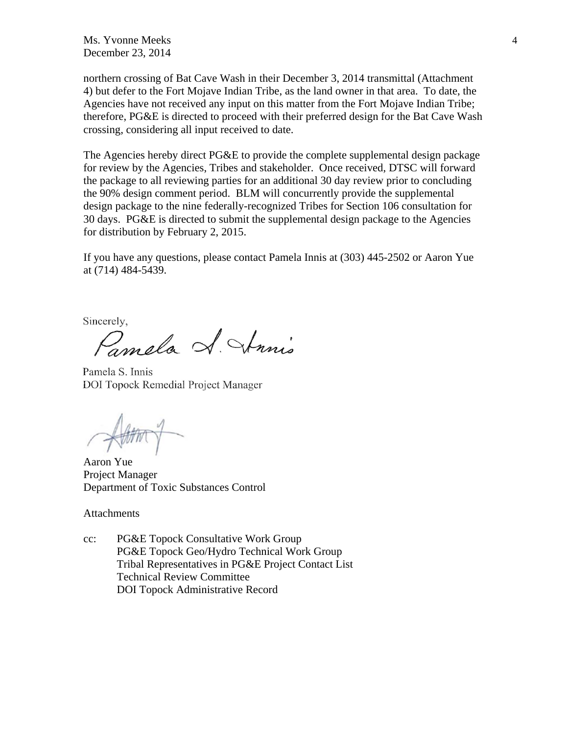northern crossing of Bat Cave Wash in their December 3, 2014 transmittal (Attachment 4) but defer to the Fort Mojave Indian Tribe, as the land owner in that area. To date, the Agencies have not received any input on this matter from the Fort Mojave Indian Tribe; therefore, PG&E is directed to proceed with their preferred design for the Bat Cave Wash crossing, considering all input received to date.

The Agencies hereby direct PG&E to provide the complete supplemental design package for review by the Agencies, Tribes and stakeholder. Once received, DTSC will forward the package to all reviewing parties for an additional 30 day review prior to concluding the 90% design comment period. BLM will concurrently provide the supplemental design package to the nine federally-recognized Tribes for Section 106 consultation for 30 days. PG&E is directed to submit the supplemental design package to the Agencies for distribution by February 2, 2015.

If you have any questions, please contact Pamela Innis at (303) 445-2502 or Aaron Yue at (714) 484-5439.

Sincerely,

Pamela S. Innis
DOI Topock Remedial Project Manager

Aaron Yue
Project Manager
Department of Toxic Substances Control

Attachments

cc: PG&E Topock Consultative Work Group
PG&E Topock Geo/Hydro Technical Work Group
Tribal Representatives in PG&E Project Contact List
Technical Review Committee
DOI Topock Administrative Record